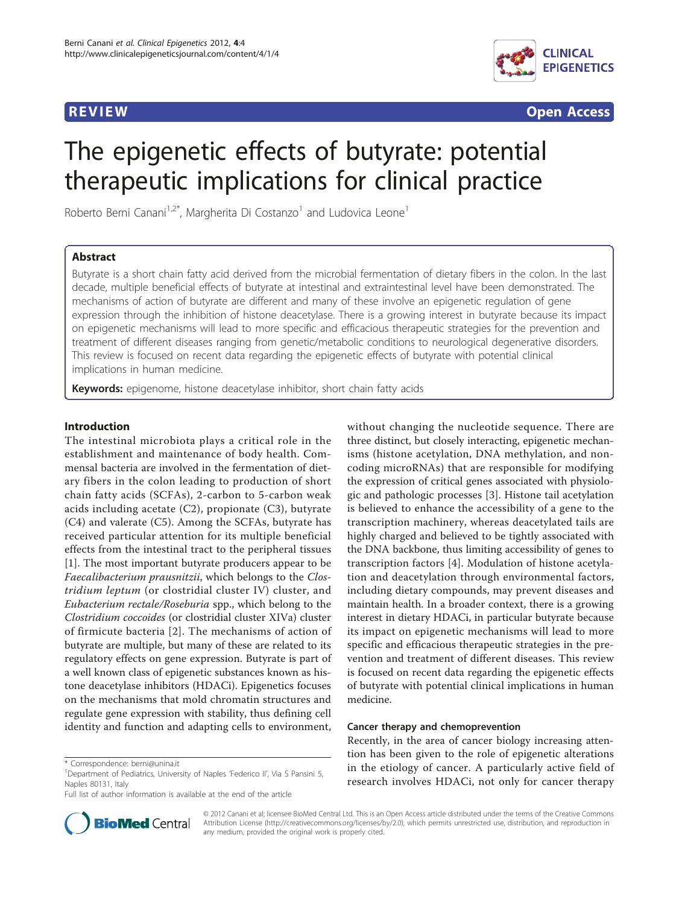**REVIEW** **Open Access**

# The epigenetic effects of butyrate: potential therapeutic implications for clinical practice

Roberto Berni Canani[1,2*], Margherita Di Costanzo[1] and Ludovica Leone[1]

## Abstract

Butyrate is a short chain fatty acid derived from the microbial fermentation of dietary fibers in the colon. In the last decade, multiple beneficial effects of butyrate at intestinal and extraintestinal level have been demonstrated. The mechanisms of action of butyrate are different and many of these involve an epigenetic regulation of gene expression through the inhibition of histone deacetylase. There is a growing interest in butyrate because its impact on epigenetic mechanisms will lead to more specific and efficacious therapeutic strategies for the prevention and treatment of different diseases ranging from genetic/metabolic conditions to neurological degenerative disorders. This review is focused on recent data regarding the epigenetic effects of butyrate with potential clinical implications in human medicine.

**Keywords:** epigenome, histone deacetylase inhibitor, short chain fatty acids

## Introduction

The intestinal microbiota plays a critical role in the establishment and maintenance of body health. Commensal bacteria are involved in the fermentation of dietary fibers in the colon leading to production of short chain fatty acids (SCFAs), 2-carbon to 5-carbon weak acids including acetate (C2), propionate (C3), butyrate (C4) and valerate (C5). Among the SCFAs, butyrate has received particular attention for its multiple beneficial effects from the intestinal tract to the peripheral tissues [1]. The most important butyrate producers appear to be *Faecalibacterium prausnitzii*, which belongs to the *Clostridium leptum* (or clostridial cluster IV) cluster, and *Eubacterium rectale/Roseburia* spp., which belong to the *Clostridium coccoides* (or clostridial cluster XIVa) cluster of firmicute bacteria [2]. The mechanisms of action of butyrate are multiple, but many of these are related to its regulatory effects on gene expression. Butyrate is part of a well known class of epigenetic substances known as histone deacetylase inhibitors (HDACi). Epigenetics focuses on the mechanisms that mold chromatin structures and regulate gene expression with stability, thus defining cell identity and function and adapting cells to environment, without changing the nucleotide sequence. There are three distinct, but closely interacting, epigenetic mechanisms (histone acetylation, DNA methylation, and non-coding microRNAs) that are responsible for modifying the expression of critical genes associated with physiologic and pathologic processes [3]. Histone tail acetylation is believed to enhance the accessibility of a gene to the transcription machinery, whereas deacetylated tails are highly charged and believed to be tightly associated with the DNA backbone, thus limiting accessibility of genes to transcription factors [4]. Modulation of histone acetylation and deacetylation through environmental factors, including dietary compounds, may prevent diseases and maintain health. In a broader context, there is a growing interest in dietary HDACi, in particular butyrate because its impact on epigenetic mechanisms will lead to more specific and efficacious therapeutic strategies in the prevention and treatment of different diseases. This review is focused on recent data regarding the epigenetic effects of butyrate with potential clinical implications in human medicine.

### Cancer therapy and chemoprevention

Recently, in the area of cancer biology increasing attention has been given to the role of epigenetic alterations in the etiology of cancer. A particularly active field of research involves HDACi, not only for cancer therapy

\* Correspondence: berni@unina.it
[1]Department of Pediatrics, University of Naples 'Federico II', Via S Pansini 5, Naples 80131, Italy
Full list of author information is available at the end of the article

© 2012 Canani et al; licensee BioMed Central Ltd. This is an Open Access article distributed under the terms of the Creative Commons Attribution License (http://creativecommons.org/licenses/by/2.0), which permits unrestricted use, distribution, and reproduction in any medium, provided the original work is properly cited.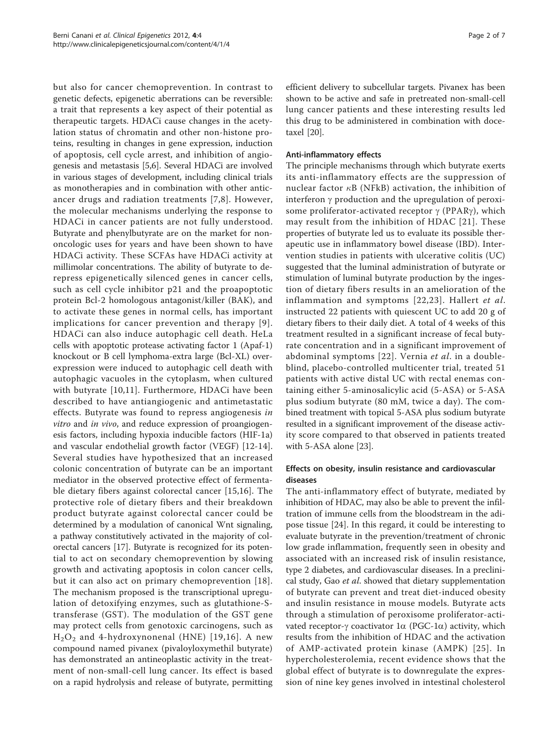but also for cancer chemoprevention. In contrast to genetic defects, epigenetic aberrations can be reversible: a trait that represents a key aspect of their potential as therapeutic targets. HDACi cause changes in the acetylation status of chromatin and other non-histone proteins, resulting in changes in gene expression, induction of apoptosis, cell cycle arrest, and inhibition of angiogenesis and metastasis [5,6]. Several HDACi are involved in various stages of development, including clinical trials as monotherapies and in combination with other anticancer drugs and radiation treatments [7,8]. However, the molecular mechanisms underlying the response to HDACi in cancer patients are not fully understood. Butyrate and phenylbutyrate are on the market for non-oncologic uses for years and have been shown to have HDACi activity. These SCFAs have HDACi activity at millimolar concentrations. The ability of butyrate to de-repress epigenetically silenced genes in cancer cells, such as cell cycle inhibitor p21 and the proapoptotic protein Bcl-2 homologous antagonist/killer (BAK), and to activate these genes in normal cells, has important implications for cancer prevention and therapy [9]. HDACi can also induce autophagic cell death. HeLa cells with apoptotic protease activating factor 1 (Apaf-1) knockout or B cell lymphoma-extra large (Bcl-XL) overexpression were induced to autophagic cell death with autophagic vacuoles in the cytoplasm, when cultured with butyrate [10,11]. Furthermore, HDACi have been described to have antiangiogenic and antimetastatic effects. Butyrate was found to repress angiogenesis *in vitro* and *in vivo*, and reduce expression of proangiogenesis factors, including hypoxia inducible factors (HIF-1a) and vascular endothelial growth factor (VEGF) [12-14]. Several studies have hypothesized that an increased colonic concentration of butyrate can be an important mediator in the observed protective effect of fermentable dietary fibers against colorectal cancer [15,16]. The protective role of dietary fibers and their breakdown product butyrate against colorectal cancer could be determined by a modulation of canonical Wnt signaling, a pathway constitutively activated in the majority of colorectal cancers [17]. Butyrate is recognized for its potential to act on secondary chemoprevention by slowing growth and activating apoptosis in colon cancer cells, but it can also act on primary chemoprevention [18]. The mechanism proposed is the transcriptional upregulation of detoxifying enzymes, such as glutathione-S-transferase (GST). The modulation of the GST gene may protect cells from genotoxic carcinogens, such as $H_2O_2$ and 4-hydroxynonenal (HNE) [19,16]. A new compound named pivanex (pivaloyloxymethil butyrate) has demonstrated an antineoplastic activity in the treatment of non-small-cell lung cancer. Its effect is based on a rapid hydrolysis and release of butyrate, permitting efficient delivery to subcellular targets. Pivanex has been shown to be active and safe in pretreated non-small-cell lung cancer patients and these interesting results led this drug to be administered in combination with docetaxel [20].

### Anti-inflammatory effects

The principle mechanisms through which butyrate exerts its anti-inflammatory effects are the suppression of nuclear factor $\kappa$B (NFkB) activation, the inhibition of interferon $\gamma$ production and the upregulation of peroxisome proliferator-activated receptor $\gamma$ (PPAR$\gamma$), which may result from the inhibition of HDAC [21]. These properties of butyrate led us to evaluate its possible therapeutic use in inflammatory bowel disease (IBD). Intervention studies in patients with ulcerative colitis (UC) suggested that the luminal administration of butyrate or stimulation of luminal butyrate production by the ingestion of dietary fibers results in an amelioration of the inflammation and symptoms [22,23]. Hallert *et al.* instructed 22 patients with quiescent UC to add 20 g of dietary fibers to their daily diet. A total of 4 weeks of this treatment resulted in a significant increase of fecal butyrate concentration and in a significant improvement of abdominal symptoms [22]. Vernia *et al.* in a double-blind, placebo-controlled multicenter trial, treated 51 patients with active distal UC with rectal enemas containing either 5-aminosalicylic acid (5-ASA) or 5-ASA plus sodium butyrate (80 mM, twice a day). The combined treatment with topical 5-ASA plus sodium butyrate resulted in a significant improvement of the disease activity score compared to that observed in patients treated with 5-ASA alone [23].

### Effects on obesity, insulin resistance and cardiovascular diseases

The anti-inflammatory effect of butyrate, mediated by inhibition of HDAC, may also be able to prevent the infiltration of immune cells from the bloodstream in the adipose tissue [24]. In this regard, it could be interesting to evaluate butyrate in the prevention/treatment of chronic low grade inflammation, frequently seen in obesity and associated with an increased risk of insulin resistance, type 2 diabetes, and cardiovascular diseases. In a preclinical study, Gao *et al.* showed that dietary supplementation of butyrate can prevent and treat diet-induced obesity and insulin resistance in mouse models. Butyrate acts through a stimulation of peroxisome proliferator-activated receptor-$\gamma$ coactivator 1$\alpha$ (PGC-1$\alpha$) activity, which results from the inhibition of HDAC and the activation of AMP-activated protein kinase (AMPK) [25]. In hypercholesterolemia, recent evidence shows that the global effect of butyrate is to downregulate the expression of nine key genes involved in intestinal cholesterol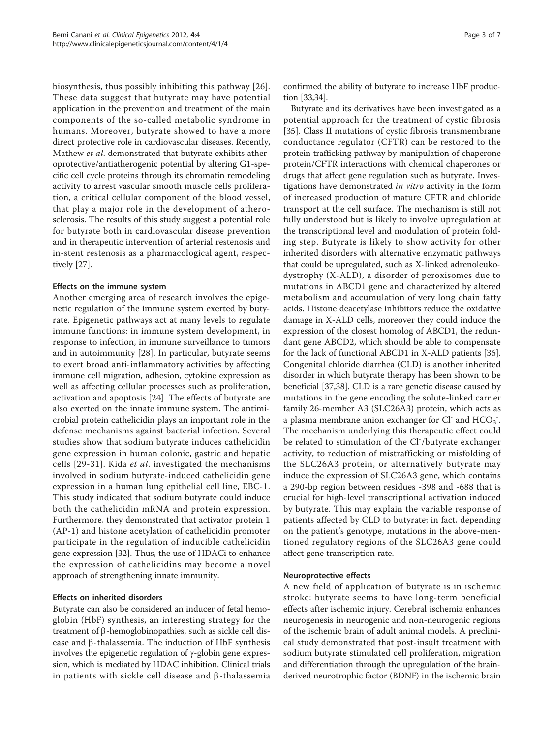biosynthesis, thus possibly inhibiting this pathway [26]. These data suggest that butyrate may have potential application in the prevention and treatment of the main components of the so-called metabolic syndrome in humans. Moreover, butyrate showed to have a more direct protective role in cardiovascular diseases. Recently, Mathew *et al.* demonstrated that butyrate exhibits atheroprotective/antiatherogenic potential by altering G1-specific cell cycle proteins through its chromatin remodeling activity to arrest vascular smooth muscle cells proliferation, a critical cellular component of the blood vessel, that play a major role in the development of atherosclerosis. The results of this study suggest a potential role for butyrate both in cardiovascular disease prevention and in therapeutic intervention of arterial restenosis and in-stent restenosis as a pharmacological agent, respectively [27].

### Effects on the immune system

Another emerging area of research involves the epigenetic regulation of the immune system exerted by butyrate. Epigenetic pathways act at many levels to regulate immune functions: in immune system development, in response to infection, in immune surveillance to tumors and in autoimmunity [28]. In particular, butyrate seems to exert broad anti-inflammatory activities by affecting immune cell migration, adhesion, cytokine expression as well as affecting cellular processes such as proliferation, activation and apoptosis [24]. The effects of butyrate are also exerted on the innate immune system. The antimicrobial protein cathelicidin plays an important role in the defense mechanisms against bacterial infection. Several studies show that sodium butyrate induces cathelicidin gene expression in human colonic, gastric and hepatic cells [29-31]. Kida *et al.* investigated the mechanisms involved in sodium butyrate-induced cathelicidin gene expression in a human lung epithelial cell line, EBC-1. This study indicated that sodium butyrate could induce both the cathelicidin mRNA and protein expression. Furthermore, they demonstrated that activator protein 1 (AP-1) and histone acetylation of cathelicidin promoter participate in the regulation of inducible cathelicidin gene expression [32]. Thus, the use of HDACi to enhance the expression of cathelicidins may become a novel approach of strengthening innate immunity.

### Effects on inherited disorders

Butyrate can also be considered an inducer of fetal hemoglobin (HbF) synthesis, an interesting strategy for the treatment of β-hemoglobinopathies, such as sickle cell disease and β-thalassemia. The induction of HbF synthesis involves the epigenetic regulation of γ-globin gene expression, which is mediated by HDAC inhibition. Clinical trials in patients with sickle cell disease and β-thalassemia confirmed the ability of butyrate to increase HbF production [33,34].

Butyrate and its derivatives have been investigated as a potential approach for the treatment of cystic fibrosis [35]. Class II mutations of cystic fibrosis transmembrane conductance regulator (CFTR) can be restored to the protein trafficking pathway by manipulation of chaperone protein/CFTR interactions with chemical chaperones or drugs that affect gene regulation such as butyrate. Investigations have demonstrated *in vitro* activity in the form of increased production of mature CFTR and chloride transport at the cell surface. The mechanism is still not fully understood but is likely to involve upregulation at the transcriptional level and modulation of protein folding step. Butyrate is likely to show activity for other inherited disorders with alternative enzymatic pathways that could be upregulated, such as X-linked adrenoleukodystrophy (X-ALD), a disorder of peroxisomes due to mutations in ABCD1 gene and characterized by altered metabolism and accumulation of very long chain fatty acids. Histone deacetylase inhibitors reduce the oxidative damage in X-ALD cells, moreover they could induce the expression of the closest homolog of ABCD1, the redundant gene ABCD2, which should be able to compensate for the lack of functional ABCD1 in X-ALD patients [36]. Congenital chloride diarrhea (CLD) is another inherited disorder in which butyrate therapy has been shown to be beneficial [37,38]. CLD is a rare genetic disease caused by mutations in the gene encoding the solute-linked carrier family 26-member A3 (SLC26A3) protein, which acts as a plasma membrane anion exchanger for $Cl^-$ and $HCO_3^-$. The mechanism underlying this therapeutic effect could be related to stimulation of the $Cl^-$/butyrate exchanger activity, to reduction of mistrafficking or misfolding of the SLC26A3 protein, or alternatively butyrate may induce the expression of SLC26A3 gene, which contains a 290-bp region between residues -398 and -688 that is crucial for high-level transcriptional activation induced by butyrate. This may explain the variable response of patients affected by CLD to butyrate; in fact, depending on the patient's genotype, mutations in the above-mentioned regulatory regions of the SLC26A3 gene could affect gene transcription rate.

### Neuroprotective effects

A new field of application of butyrate is in ischemic stroke: butyrate seems to have long-term beneficial effects after ischemic injury. Cerebral ischemia enhances neurogenesis in neurogenic and non-neurogenic regions of the ischemic brain of adult animal models. A preclinical study demonstrated that post-insult treatment with sodium butyrate stimulated cell proliferation, migration and differentiation through the upregulation of the brain-derived neurotrophic factor (BDNF) in the ischemic brain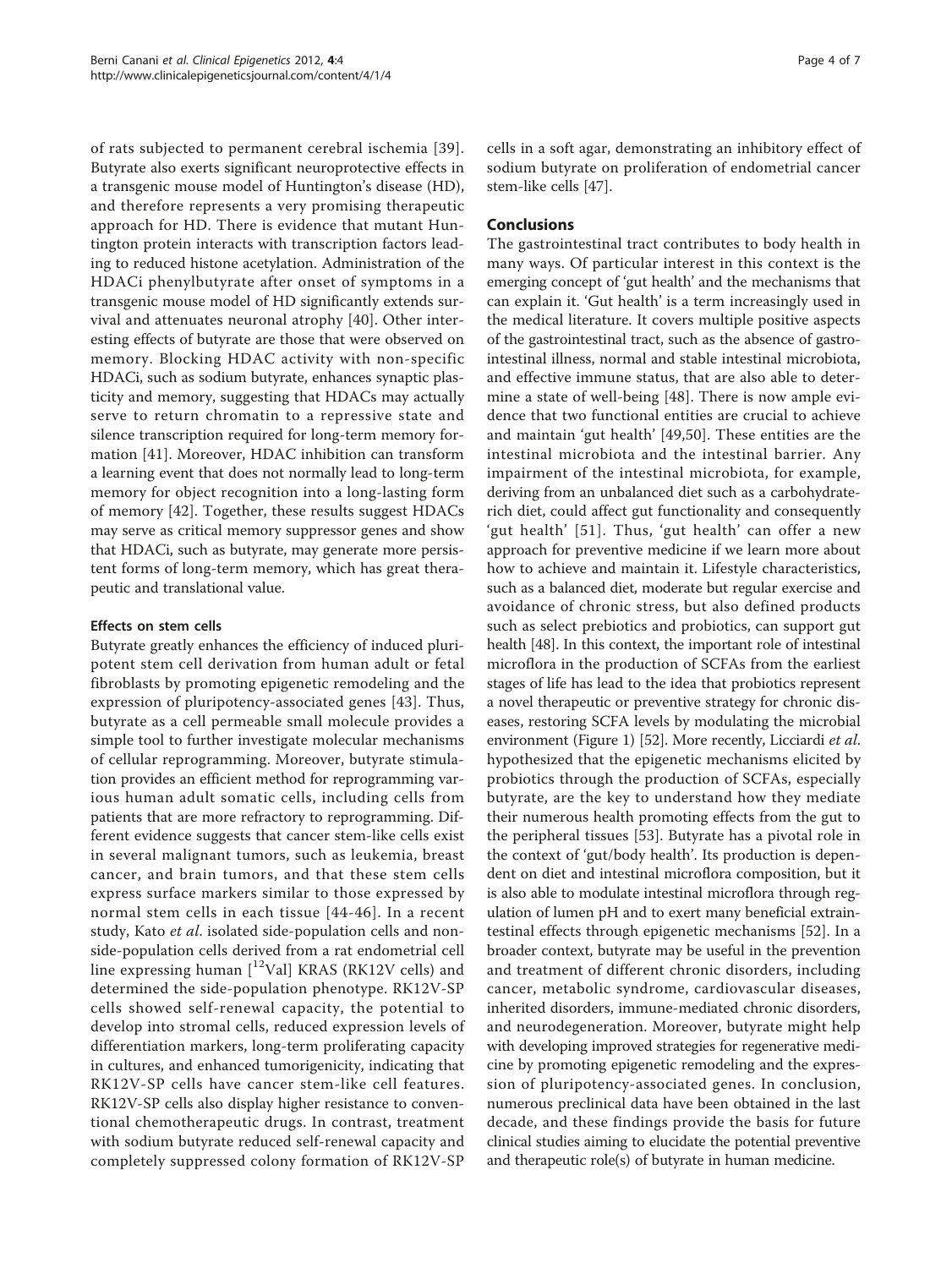of rats subjected to permanent cerebral ischemia [39]. Butyrate also exerts significant neuroprotective effects in a transgenic mouse model of Huntington's disease (HD), and therefore represents a very promising therapeutic approach for HD. There is evidence that mutant Huntington protein interacts with transcription factors leading to reduced histone acetylation. Administration of the HDACi phenylbutyrate after onset of symptoms in a transgenic mouse model of HD significantly extends survival and attenuates neuronal atrophy [40]. Other interesting effects of butyrate are those that were observed on memory. Blocking HDAC activity with non-specific HDACi, such as sodium butyrate, enhances synaptic plasticity and memory, suggesting that HDACs may actually serve to return chromatin to a repressive state and silence transcription required for long-term memory formation [41]. Moreover, HDAC inhibition can transform a learning event that does not normally lead to long-term memory for object recognition into a long-lasting form of memory [42]. Together, these results suggest HDACs may serve as critical memory suppressor genes and show that HDACi, such as butyrate, may generate more persistent forms of long-term memory, which has great therapeutic and translational value.

### Effects on stem cells

Butyrate greatly enhances the efficiency of induced pluripotent stem cell derivation from human adult or fetal fibroblasts by promoting epigenetic remodeling and the expression of pluripotency-associated genes [43]. Thus, butyrate as a cell permeable small molecule provides a simple tool to further investigate molecular mechanisms of cellular reprogramming. Moreover, butyrate stimulation provides an efficient method for reprogramming various human adult somatic cells, including cells from patients that are more refractory to reprogramming. Different evidence suggests that cancer stem-like cells exist in several malignant tumors, such as leukemia, breast cancer, and brain tumors, and that these stem cells express surface markers similar to those expressed by normal stem cells in each tissue [44-46]. In a recent study, Kato *et al.* isolated side-population cells and non-side-population cells derived from a rat endometrial cell line expressing human [$^{12}$Val] KRAS (RK12V cells) and determined the side-population phenotype. RK12V-SP cells showed self-renewal capacity, the potential to develop into stromal cells, reduced expression levels of differentiation markers, long-term proliferating capacity in cultures, and enhanced tumorigenicity, indicating that RK12V-SP cells have cancer stem-like cell features. RK12V-SP cells also display higher resistance to conventional chemotherapeutic drugs. In contrast, treatment with sodium butyrate reduced self-renewal capacity and completely suppressed colony formation of RK12V-SP cells in a soft agar, demonstrating an inhibitory effect of sodium butyrate on proliferation of endometrial cancer stem-like cells [47].

## Conclusions

The gastrointestinal tract contributes to body health in many ways. Of particular interest in this context is the emerging concept of 'gut health' and the mechanisms that can explain it. 'Gut health' is a term increasingly used in the medical literature. It covers multiple positive aspects of the gastrointestinal tract, such as the absence of gastrointestinal illness, normal and stable intestinal microbiota, and effective immune status, that are also able to determine a state of well-being [48]. There is now ample evidence that two functional entities are crucial to achieve and maintain 'gut health' [49,50]. These entities are the intestinal microbiota and the intestinal barrier. Any impairment of the intestinal microbiota, for example, deriving from an unbalanced diet such as a carbohydrate-rich diet, could affect gut functionality and consequently 'gut health' [51]. Thus, 'gut health' can offer a new approach for preventive medicine if we learn more about how to achieve and maintain it. Lifestyle characteristics, such as a balanced diet, moderate but regular exercise and avoidance of chronic stress, but also defined products such as select prebiotics and probiotics, can support gut health [48]. In this context, the important role of intestinal microflora in the production of SCFAs from the earliest stages of life has lead to the idea that probiotics represent a novel therapeutic or preventive strategy for chronic diseases, restoring SCFA levels by modulating the microbial environment (Figure 1) [52]. More recently, Licciardi *et al.* hypothesized that the epigenetic mechanisms elicited by probiotics through the production of SCFAs, especially butyrate, are the key to understand how they mediate their numerous health promoting effects from the gut to the peripheral tissues [53]. Butyrate has a pivotal role in the context of 'gut/body health'. Its production is dependent on diet and intestinal microflora composition, but it is also able to modulate intestinal microflora through regulation of lumen pH and to exert many beneficial extraintestinal effects through epigenetic mechanisms [52]. In a broader context, butyrate may be useful in the prevention and treatment of different chronic disorders, including cancer, metabolic syndrome, cardiovascular diseases, inherited disorders, immune-mediated chronic disorders, and neurodegeneration. Moreover, butyrate might help with developing improved strategies for regenerative medicine by promoting epigenetic remodeling and the expression of pluripotency-associated genes. In conclusion, numerous preclinical data have been obtained in the last decade, and these findings provide the basis for future clinical studies aiming to elucidate the potential preventive and therapeutic role(s) of butyrate in human medicine.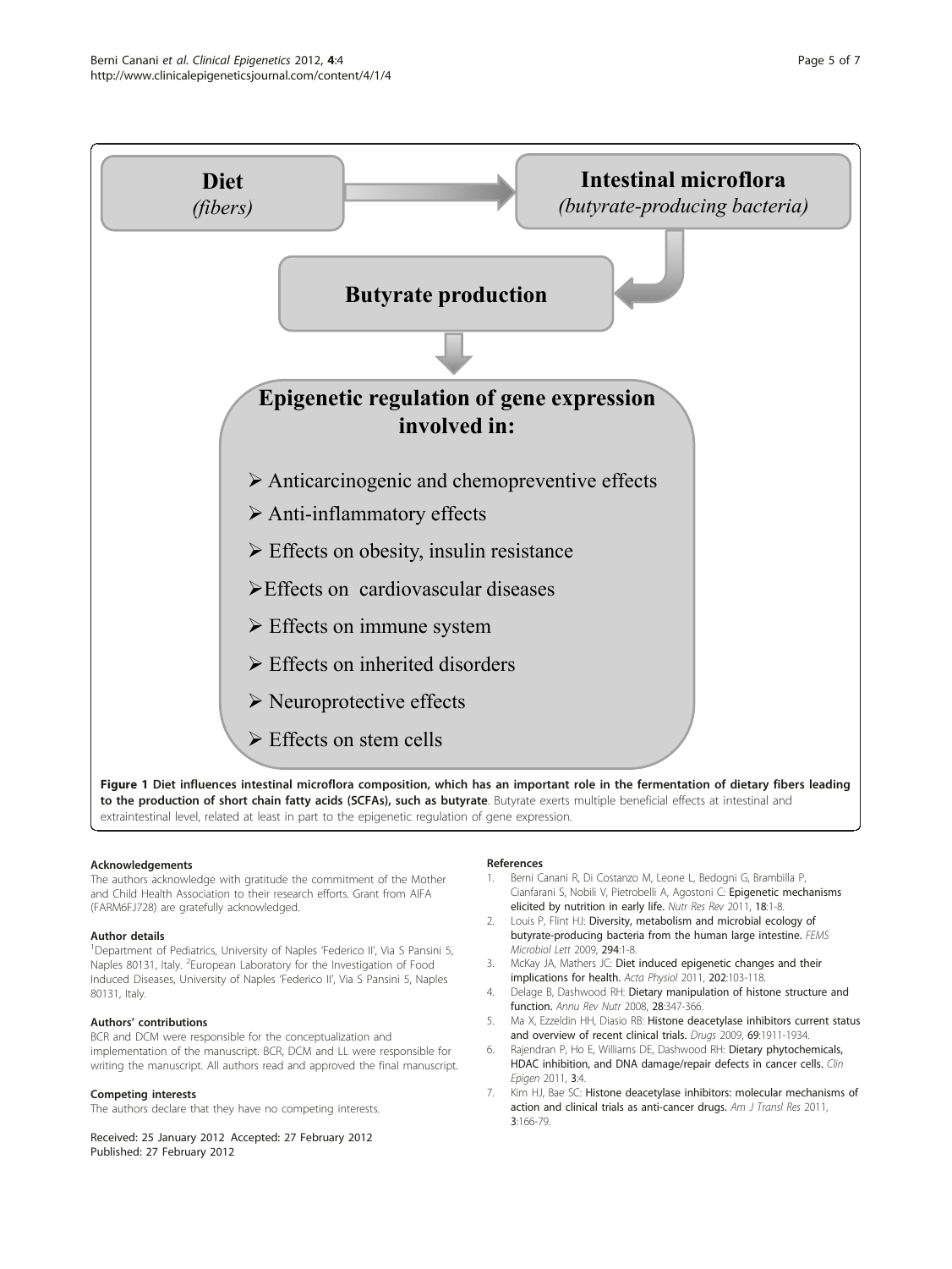Diet
*(fibers)*

Intestinal microflora
*(butyrate-producing bacteria)*

Butyrate production

Epigenetic regulation of gene expression involved in:

- Anticarcinogenic and chemopreventive effects
- Anti-inflammatory effects
- Effects on obesity, insulin resistance
- Effects on cardiovascular diseases
- Effects on immune system
- Effects on inherited disorders
- Neuroprotective effects
- Effects on stem cells

**Figure 1 Diet influences intestinal microflora composition, which has an important role in the fermentation of dietary fibers leading to the production of short chain fatty acids (SCFAs), such as butyrate**. Butyrate exerts multiple beneficial effects at intestinal and extraintestinal level, related at least in part to the epigenetic regulation of gene expression.

#### Acknowledgements

The authors acknowledge with gratitude the commitment of the Mother and Child Health Association to their research efforts. Grant from AIFA (FARM6FJ728) are gratefully acknowledged.

#### Author details

[1]Department of Pediatrics, University of Naples 'Federico II', Via S Pansini 5, Naples 80131, Italy. [2]European Laboratory for the Investigation of Food Induced Diseases, University of Naples 'Federico II', Via S Pansini 5, Naples 80131, Italy.

#### Authors' contributions

BCR and DCM were responsible for the conceptualization and implementation of the manuscript. BCR, DCM and LL were responsible for writing the manuscript. All authors read and approved the final manuscript.

#### Competing interests

The authors declare that they have no competing interests.

Received: 25 January 2012 Accepted: 27 February 2012
Published: 27 February 2012

#### References

1. Berni Canani R, Di Costanzo M, Leone L, Bedogni G, Brambilla P, Cianfarani S, Nobili V, Pietrobelli A, Agostoni C: **Epigenetic mechanisms elicited by nutrition in early life.** *Nutr Res Rev* 2011, **18**:1-8.
2. Louis P, Flint HJ: **Diversity, metabolism and microbial ecology of butyrate-producing bacteria from the human large intestine.** *FEMS Microbiol Lett* 2009, **294**:1-8.
3. McKay JA, Mathers JC: **Diet induced epigenetic changes and their implications for health.** *Acta Physiol* 2011, **202**:103-118.
4. Delage B, Dashwood RH: **Dietary manipulation of histone structure and function.** *Annu Rev Nutr* 2008, **28**:347-366.
5. Ma X, Ezzeldin HH, Diasio RB: **Histone deacetylase inhibitors current status and overview of recent clinical trials.** *Drugs* 2009, **69**:1911-1934.
6. Rajendran P, Ho E, Williams DE, Dashwood RH: **Dietary phytochemicals, HDAC inhibition, and DNA damage/repair defects in cancer cells.** *Clin Epigen* 2011, **3**:4.
7. Kim HJ, Bae SC: **Histone deacetylase inhibitors: molecular mechanisms of action and clinical trials as anti-cancer drugs.** *Am J Transl Res* 2011, **3**:166-79.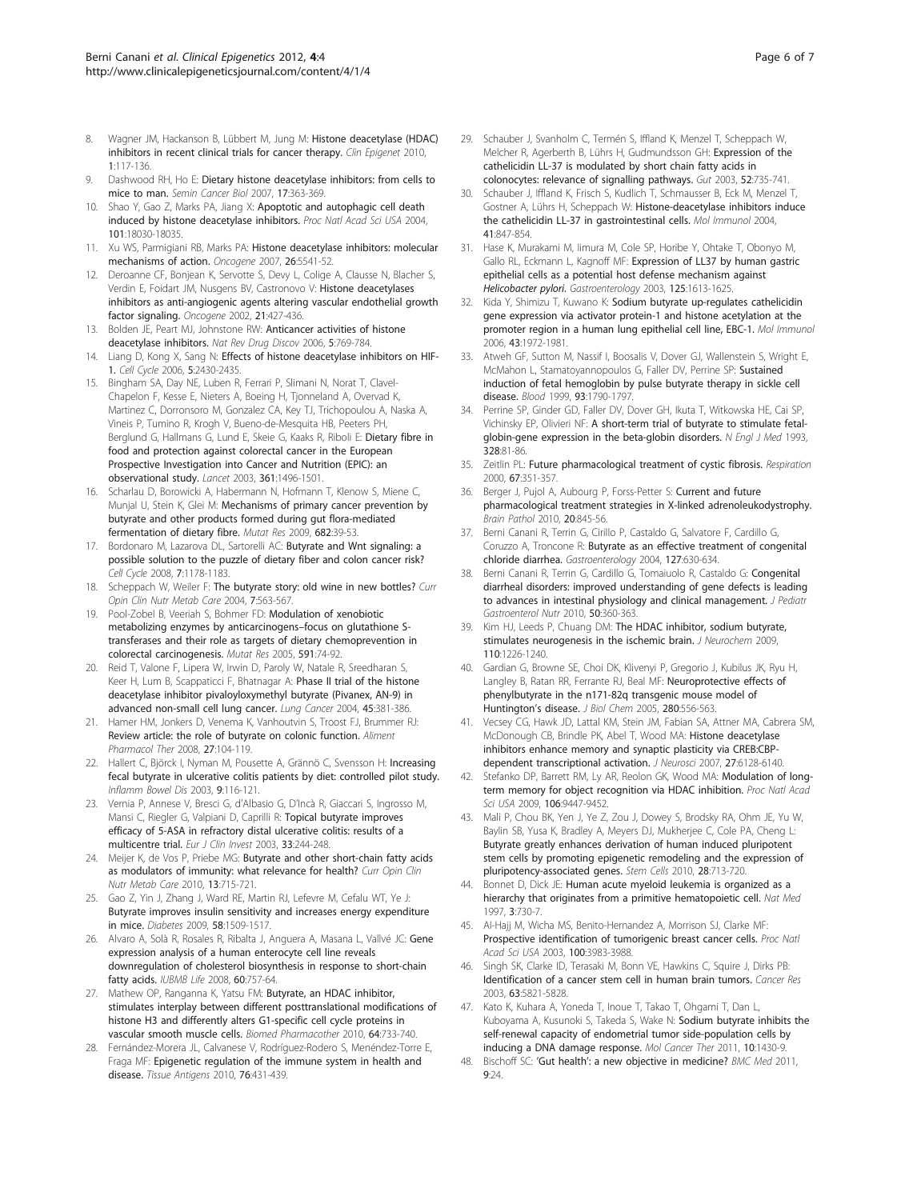8. Wagner JM, Hackanson B, Lübbert M, Jung M: **Histone deacetylase (HDAC) inhibitors in recent clinical trials for cancer therapy.** *Clin Epigenet* 2010, **1**:117-136.
9. Dashwood RH, Ho E: **Dietary histone deacetylase inhibitors: from cells to mice to man.** *Semin Cancer Biol* 2007, **17**:363-369.
10. Shao Y, Gao Z, Marks PA, Jiang X: **Apoptotic and autophagic cell death induced by histone deacetylase inhibitors.** *Proc Natl Acad Sci USA* 2004, **101**:18030-18035.
11. Xu WS, Parmigiani RB, Marks PA: **Histone deacetylase inhibitors: molecular mechanisms of action.** *Oncogene* 2007, **26**:5541-52.
12. Deroanne CF, Bonjean K, Servotte S, Devy L, Colige A, Clausse N, Blacher S, Verdin E, Foidart JM, Nusgens BV, Castronovo V: **Histone deacetylases inhibitors as anti-angiogenic agents altering vascular endothelial growth factor signaling.** *Oncogene* 2002, **21**:427-436.
13. Bolden JE, Peart MJ, Johnstone RW: **Anticancer activities of histone deacetylase inhibitors.** *Nat Rev Drug Discov* 2006, **5**:769-784.
14. Liang D, Kong X, Sang N: **Effects of histone deacetylase inhibitors on HIF-1.** *Cell Cycle* 2006, **5**:2430-2435.
15. Bingham SA, Day NE, Luben R, Ferrari P, Slimani N, Norat T, Clavel-Chapelon F, Kesse E, Nieters A, Boeing H, Tjonneland A, Overvad K, Martinez C, Dorronsoro M, Gonzalez CA, Key TJ, Trichopoulou A, Naska A, Vineis P, Tumino R, Krogh V, Bueno-de-Mesquita HB, Peeters PH, Berglund G, Hallmans G, Lund E, Skeie G, Kaaks R, Riboli E: **Dietary fibre in food and protection against colorectal cancer in the European Prospective Investigation into Cancer and Nutrition (EPIC): an observational study.** *Lancet* 2003, **361**:1496-1501.
16. Scharlau D, Borowicki A, Habermann N, Hofmann T, Klenow S, Miene C, Munjal U, Stein K, Glei M: **Mechanisms of primary cancer prevention by butyrate and other products formed during gut flora-mediated fermentation of dietary fibre.** *Mutat Res* 2009, **682**:39-53.
17. Bordonaro M, Lazarova DL, Sartorelli AC: **Butyrate and Wnt signaling: a possible solution to the puzzle of dietary fiber and colon cancer risk?** *Cell Cycle* 2008, **7**:1178-1183.
18. Scheppach W, Weiler F: **The butyrate story: old wine in new bottles?** *Curr Opin Clin Nutr Metab Care* 2004, **7**:563-567.
19. Pool-Zobel B, Veeriah S, Bohmer FD: **Modulation of xenobiotic metabolizing enzymes by anticarcinogens–focus on glutathione S-transferases and their role as targets of dietary chemoprevention in colorectal carcinogenesis.** *Mutat Res* 2005, **591**:74-92.
20. Reid T, Valone F, Lipera W, Irwin D, Paroly W, Natale R, Sreedharan S, Keer H, Lum B, Scappaticci F, Bhatnagar A: **Phase II trial of the histone deacetylase inhibitor pivaloyloxymethyl butyrate (Pivanex, AN-9) in advanced non-small cell lung cancer.** *Lung Cancer* 2004, **45**:381-386.
21. Hamer HM, Jonkers D, Venema K, Vanhoutvin S, Troost FJ, Brummer RJ: **Review article: the role of butyrate on colonic function.** *Aliment Pharmacol Ther* 2008, **27**:104-119.
22. Hallert C, Björck I, Nyman M, Pousette A, Grännö C, Svensson H: **Increasing fecal butyrate in ulcerative colitis patients by diet: controlled pilot study.** *Inflamm Bowel Dis* 2003, **9**:116-121.
23. Vernia P, Annese V, Bresci G, d'Albasio G, D'Incà R, Giaccari S, Ingrosso M, Mansi C, Riegler G, Valpiani D, Caprilli R: **Topical butyrate improves efficacy of 5-ASA in refractory distal ulcerative colitis: results of a multicentre trial.** *Eur J Clin Invest* 2003, **33**:244-248.
24. Meijer K, de Vos P, Priebe MG: **Butyrate and other short-chain fatty acids as modulators of immunity: what relevance for health?** *Curr Opin Clin Nutr Metab Care* 2010, **13**:715-721.
25. Gao Z, Yin J, Zhang J, Ward RE, Martin RJ, Lefevre M, Cefalu WT, Ye J: **Butyrate improves insulin sensitivity and increases energy expenditure in mice.** *Diabetes* 2009, **58**:1509-1517.
26. Alvaro A, Solà R, Rosales R, Ribalta J, Anguera A, Masana L, Vallvé JC: **Gene expression analysis of a human enterocyte cell line reveals downregulation of cholesterol biosynthesis in response to short-chain fatty acids.** *IUBMB Life* 2008, **60**:757-64.
27. Mathew OP, Ranganna K, Yatsu FM: **Butyrate, an HDAC inhibitor, stimulates interplay between different posttranslational modifications of histone H3 and differently alters G1-specific cell cycle proteins in vascular smooth muscle cells.** *Biomed Pharmacother* 2010, **64**:733-740.
28. Fernández-Morera JL, Calvanese V, Rodríguez-Rodero S, Menéndez-Torre E, Fraga MF: **Epigenetic regulation of the immune system in health and disease.** *Tissue Antigens* 2010, **76**:431-439.
29. Schauber J, Svanholm C, Termén S, Iffland K, Menzel T, Scheppach W, Melcher R, Agerberth B, Lührs H, Gudmundsson GH: **Expression of the cathelicidin LL-37 is modulated by short chain fatty acids in colonocytes: relevance of signalling pathways.** *Gut* 2003, **52**:735-741.
30. Schauber J, Iffland K, Frisch S, Kudlich T, Schmausser B, Eck M, Menzel T, Gostner A, Lührs H, Scheppach W: **Histone-deacetylase inhibitors induce the cathelicidin LL-37 in gastrointestinal cells.** *Mol Immunol* 2004, **41**:847-854.
31. Hase K, Murakami M, Iimura M, Cole SP, Horibe Y, Ohtake T, Obonyo M, Gallo RL, Eckmann L, Kagnoff MF: **Expression of LL37 by human gastric epithelial cells as a potential host defense mechanism against *Helicobacter pylori*.** *Gastroenterology* 2003, **125**:1613-1625.
32. Kida Y, Shimizu T, Kuwano K: **Sodium butyrate up-regulates cathelicidin gene expression via activator protein-1 and histone acetylation at the promoter region in a human lung epithelial cell line, EBC-1.** *Mol Immunol* 2006, **43**:1972-1981.
33. Atweh GF, Sutton M, Nassif I, Boosalis V, Dover GJ, Wallenstein S, Wright E, McMahon L, Stamatoyannopoulos G, Faller DV, Perrine SP: **Sustained induction of fetal hemoglobin by pulse butyrate therapy in sickle cell disease.** *Blood* 1999, **93**:1790-1797.
34. Perrine SP, Ginder GD, Faller DV, Dover GH, Ikuta T, Witkowska HE, Cai SP, Vichinsky EP, Olivieri NF: **A short-term trial of butyrate to stimulate fetal-globin-gene expression in the beta-globin disorders.** *N Engl J Med* 1993, **328**:81-86.
35. Zeitlin PL: **Future pharmacological treatment of cystic fibrosis.** *Respiration* 2000, **67**:351-357.
36. Berger J, Pujol A, Aubourg P, Forss-Petter S: **Current and future pharmacological treatment strategies in X-linked adrenoleukodystrophy.** *Brain Pathol* 2010, **20**:845-56.
37. Berni Canani R, Terrin G, Cirillo P, Castaldo G, Salvatore F, Cardillo G, Coruzzo A, Troncone R: **Butyrate as an effective treatment of congenital chloride diarrhea.** *Gastroenterology* 2004, **127**:630-634.
38. Berni Canani R, Terrin G, Cardillo G, Tomaiuolo R, Castaldo G: **Congenital diarrheal disorders: improved understanding of gene defects is leading to advances in intestinal physiology and clinical management.** *J Pediatr Gastroenterol Nutr* 2010, **50**:360-363.
39. Kim HJ, Leeds P, Chuang DM: **The HDAC inhibitor, sodium butyrate, stimulates neurogenesis in the ischemic brain.** *J Neurochem* 2009, **110**:1226-1240.
40. Gardian G, Browne SE, Choi DK, Klivenyi P, Gregorio J, Kubilus JK, Ryu H, Langley B, Ratan RR, Ferrante RJ, Beal MF: **Neuroprotective effects of phenylbutyrate in the n171-82q transgenic mouse model of Huntington's disease.** *J Biol Chem* 2005, **280**:556-563.
41. Vecsey CG, Hawk JD, Lattal KM, Stein JM, Fabian SA, Attner MA, Cabrera SM, McDonough CB, Brindle PK, Abel T, Wood MA: **Histone deacetylase inhibitors enhance memory and synaptic plasticity via CREB:CBP-dependent transcriptional activation.** *J Neurosci* 2007, **27**:6128-6140.
42. Stefanko DP, Barrett RM, Ly AR, Reolon GK, Wood MA: **Modulation of long-term memory for object recognition via HDAC inhibition.** *Proc Natl Acad Sci USA* 2009, **106**:9447-9452.
43. Mali P, Chou BK, Yen J, Ye Z, Zou J, Dowey S, Brodsky RA, Ohm JE, Yu W, Baylin SB, Yusa K, Bradley A, Meyers DJ, Mukherjee C, Cole PA, Cheng L: **Butyrate greatly enhances derivation of human induced pluripotent stem cells by promoting epigenetic remodeling and the expression of pluripotency-associated genes.** *Stem Cells* 2010, **28**:713-720.
44. Bonnet D, Dick JE: **Human acute myeloid leukemia is organized as a hierarchy that originates from a primitive hematopoietic cell.** *Nat Med* 1997, **3**:730-7.
45. Al-Hajj M, Wicha MS, Benito-Hernandez A, Morrison SJ, Clarke MF: **Prospective identification of tumorigenic breast cancer cells.** *Proc Natl Acad Sci USA* 2003, **100**:3983-3988.
46. Singh SK, Clarke ID, Terasaki M, Bonn VE, Hawkins C, Squire J, Dirks PB: **Identification of a cancer stem cell in human brain tumors.** *Cancer Res* 2003, **63**:5821-5828.
47. Kato K, Kuhara A, Yoneda T, Inoue T, Takao T, Ohgami T, Dan L, Kuboyama A, Kusunoki S, Takeda S, Wake N: **Sodium butyrate inhibits the self-renewal capacity of endometrial tumor side-population cells by inducing a DNA damage response.** *Mol Cancer Ther* 2011, **10**:1430-9.
48. Bischoff SC: **'Gut health': a new objective in medicine?** *BMC Med* 2011, **9**:24.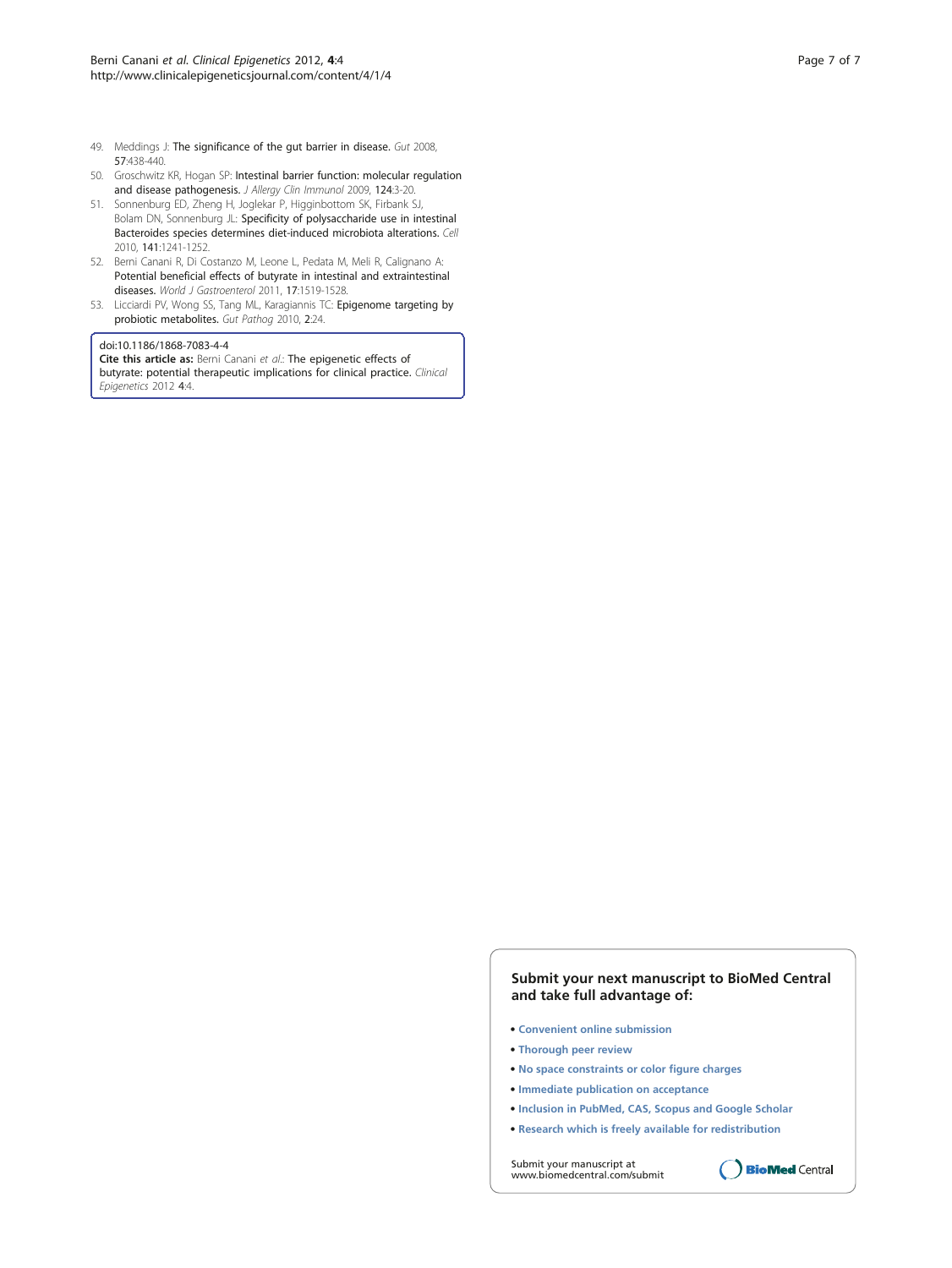49. Meddings J: **The significance of the gut barrier in disease.** *Gut* 2008, **57**:438-440.
50. Groschwitz KR, Hogan SP: **Intestinal barrier function: molecular regulation and disease pathogenesis.** *J Allergy Clin Immunol* 2009, **124**:3-20.
51. Sonnenburg ED, Zheng H, Joglekar P, Higginbottom SK, Firbank SJ, Bolam DN, Sonnenburg JL: **Specificity of polysaccharide use in intestinal Bacteroides species determines diet-induced microbiota alterations.** *Cell* 2010, **141**:1241-1252.
52. Berni Canani R, Di Costanzo M, Leone L, Pedata M, Meli R, Calignano A: **Potential beneficial effects of butyrate in intestinal and extraintestinal diseases.** *World J Gastroenterol* 2011, **17**:1519-1528.
53. Licciardi PV, Wong SS, Tang ML, Karagiannis TC: **Epigenome targeting by probiotic metabolites.** *Gut Pathog* 2010, **2**:24.

doi:10.1186/1868-7083-4-4
**Cite this article as:** Berni Canani *et al.*: The epigenetic effects of butyrate: potential therapeutic implications for clinical practice. *Clinical Epigenetics* 2012 **4**:4.

**Submit your next manuscript to BioMed Central and take full advantage of:**

- **Convenient online submission**
- **Thorough peer review**
- **No space constraints or color figure charges**
- **Immediate publication on acceptance**
- **Inclusion in PubMed, CAS, Scopus and Google Scholar**
- **Research which is freely available for redistribution**

Submit your manuscript at
www.biomedcentral.com/submit

BioMed Central